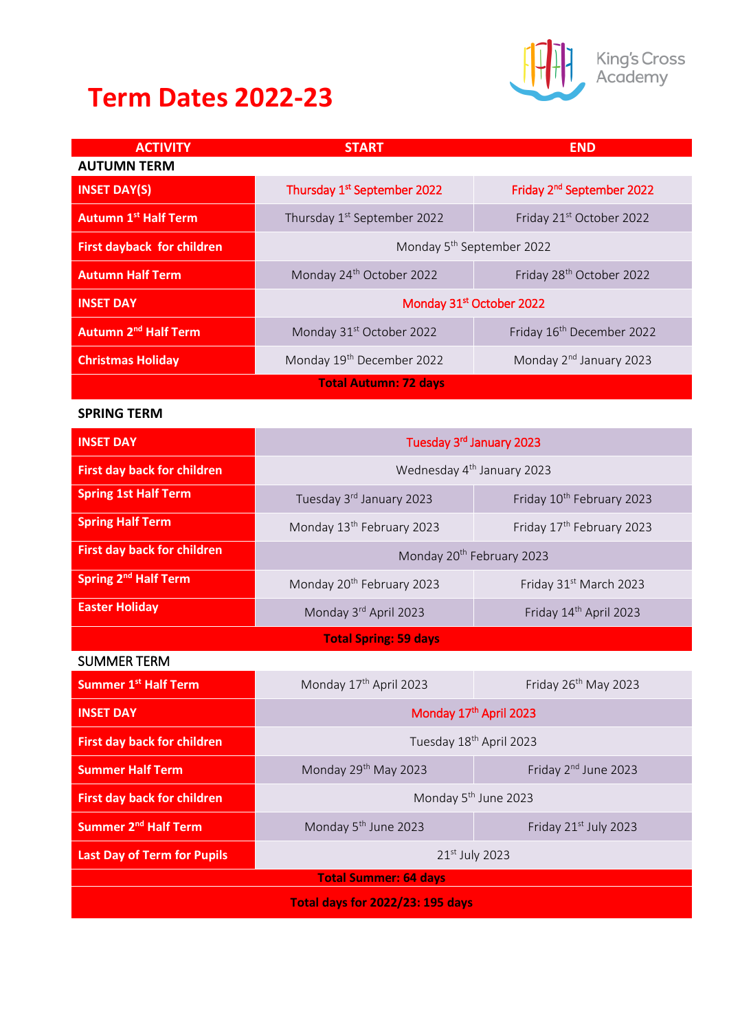# Term Dates 2022-23

King's Cross Academy

| ACTIVITY | START | END |
|---|---|---|
| **AUTUMN TERM** | | |
| **INSET DAY(S)** | Thursday 1st September 2022 | Friday 2nd September 2022 |
| **Autumn 1st Half Term** | Thursday 1st September 2022 | Friday 21st October 2022 |
| **First dayback for children** | Monday 5th September 2022 | |
| **Autumn Half Term** | Monday 24th October 2022 | Friday 28th October 2022 |
| **INSET DAY** | Monday 31st October 2022 | |
| **Autumn 2nd Half Term** | Monday 31st October 2022 | Friday 16th December 2022 |
| **Christmas Holiday** | Monday 19th December 2022 | Monday 2nd January 2023 |
| **Total Autumn: 72 days** | | |
| **SPRING TERM** | | |
| **INSET DAY** | Tuesday 3rd January 2023 | |
| **First day back for children** | Wednesday 4th January 2023 | |
| **Spring 1st Half Term** | Tuesday 3rd January 2023 | Friday 10th February 2023 |
| **Spring Half Term** | Monday 13th February 2023 | Friday 17th February 2023 |
| **First day back for children** | Monday 20th February 2023 | |
| **Spring 2nd Half Term** | Monday 20th February 2023 | Friday 31st March 2023 |
| **Easter Holiday** | Monday 3rd April 2023 | Friday 14th April 2023 |
| **Total Spring: 59 days** | | |
| **SUMMER TERM** | | |
| **Summer 1st Half Term** | Monday 17th April 2023 | Friday 26th May 2023 |
| **INSET DAY** | Monday 17th April 2023 | |
| **First day back for children** | Tuesday 18th April 2023 | |
| **Summer Half Term** | Monday 29th May 2023 | Friday 2nd June 2023 |
| **First day back for children** | Monday 5th June 2023 | |
| **Summer 2nd Half Term** | Monday 5th June 2023 | Friday 21st July 2023 |
| **Last Day of Term for Pupils** | 21st July 2023 | |
| **Total Summer: 64 days** | | |
| **Total days for 2022/23: 195 days** | | |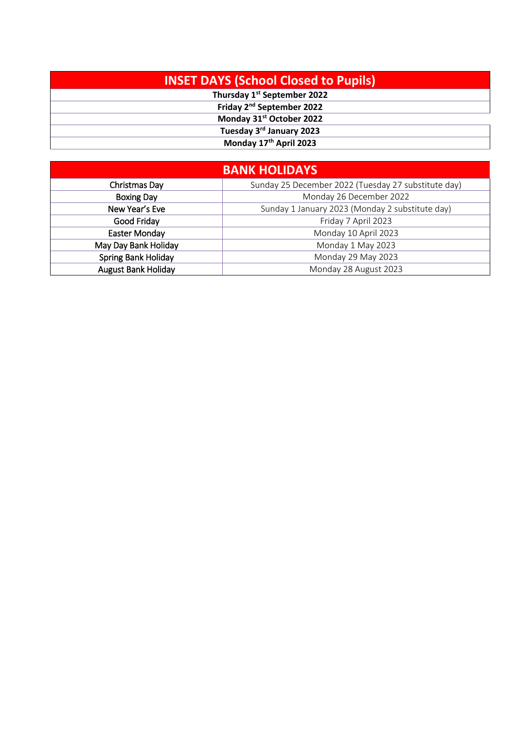| INSET DAYS (School Closed to Pupils) |
|---|
| Thursday 1st September 2022 |
| Friday 2nd September 2022 |
| Monday 31st October 2022 |
| Tuesday 3rd January 2023 |
| Monday 17th April 2023 |

| BANK HOLIDAYS | |
|---|---|
| Christmas Day | Sunday 25 December 2022 (Tuesday 27 substitute day) |
| Boxing Day | Monday 26 December 2022 |
| New Year's Eve | Sunday 1 January 2023 (Monday 2 substitute day) |
| Good Friday | Friday 7 April 2023 |
| Easter Monday | Monday 10 April 2023 |
| May Day Bank Holiday | Monday 1 May 2023 |
| Spring Bank Holiday | Monday 29 May 2023 |
| August Bank Holiday | Monday 28 August 2023 |